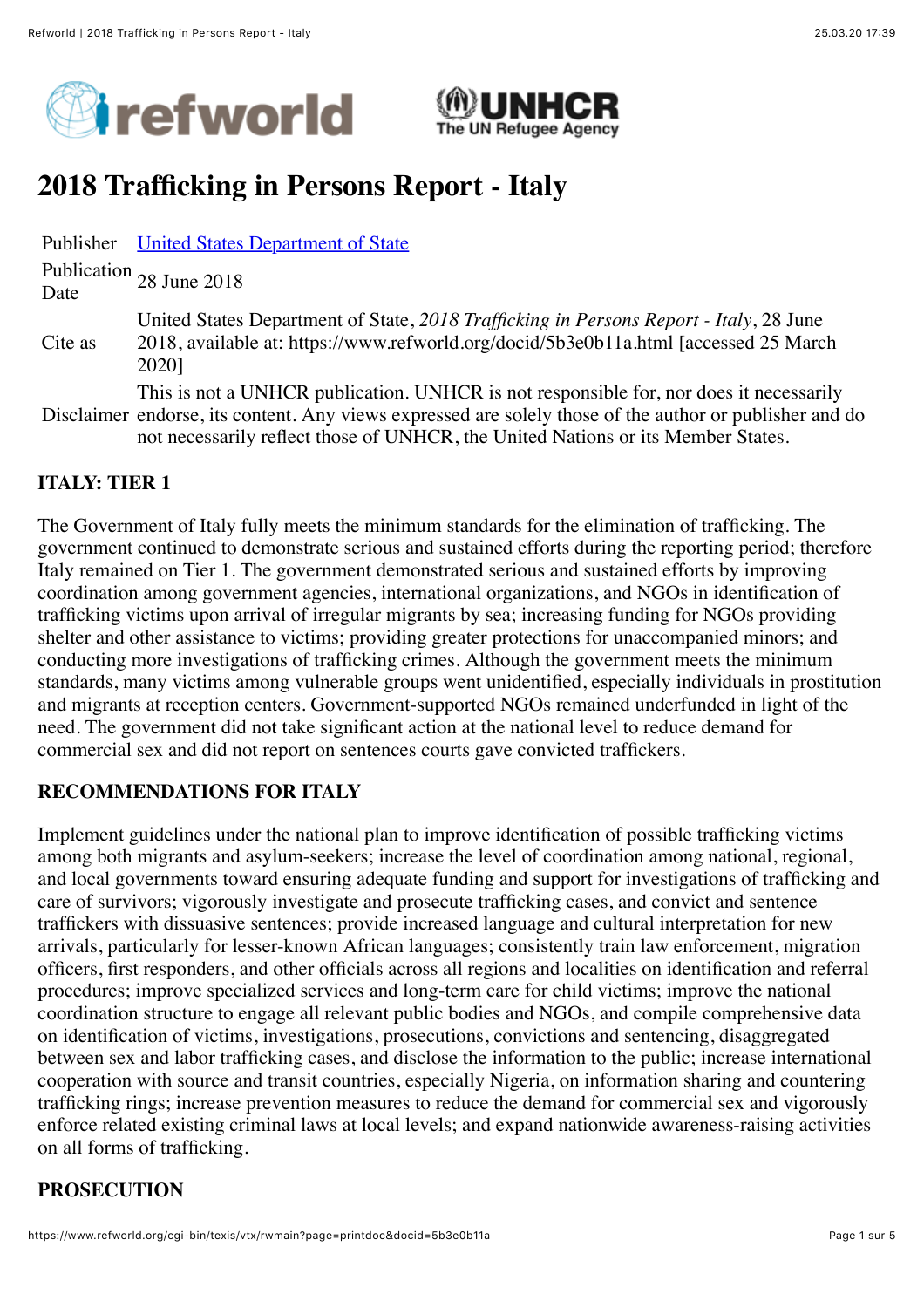# 2018 Trafficking in Persons Report - Italy

| | |
|---|---|
| Publisher | United States Department of State |
| Publication Date | 28 June 2018 |
| Cite as | United States Department of State, *2018 Trafficking in Persons Report - Italy*, 28 June 2018, available at: https://www.refworld.org/docid/5b3e0b11a.html [accessed 25 March 2020] |
| Disclaimer | This is not a UNHCR publication. UNHCR is not responsible for, nor does it necessarily endorse, its content. Any views expressed are solely those of the author or publisher and do not necessarily reflect those of UNHCR, the United Nations or its Member States. |

## ITALY: TIER 1

The Government of Italy fully meets the minimum standards for the elimination of trafficking. The government continued to demonstrate serious and sustained efforts during the reporting period; therefore Italy remained on Tier 1. The government demonstrated serious and sustained efforts by improving coordination among government agencies, international organizations, and NGOs in identification of trafficking victims upon arrival of irregular migrants by sea; increasing funding for NGOs providing shelter and other assistance to victims; providing greater protections for unaccompanied minors; and conducting more investigations of trafficking crimes. Although the government meets the minimum standards, many victims among vulnerable groups went unidentified, especially individuals in prostitution and migrants at reception centers. Government-supported NGOs remained underfunded in light of the need. The government did not take significant action at the national level to reduce demand for commercial sex and did not report on sentences courts gave convicted traffickers.

## RECOMMENDATIONS FOR ITALY

Implement guidelines under the national plan to improve identification of possible trafficking victims among both migrants and asylum-seekers; increase the level of coordination among national, regional, and local governments toward ensuring adequate funding and support for investigations of trafficking and care of survivors; vigorously investigate and prosecute trafficking cases, and convict and sentence traffickers with dissuasive sentences; provide increased language and cultural interpretation for new arrivals, particularly for lesser-known African languages; consistently train law enforcement, migration officers, first responders, and other officials across all regions and localities on identification and referral procedures; improve specialized services and long-term care for child victims; improve the national coordination structure to engage all relevant public bodies and NGOs, and compile comprehensive data on identification of victims, investigations, prosecutions, convictions and sentencing, disaggregated between sex and labor trafficking cases, and disclose the information to the public; increase international cooperation with source and transit countries, especially Nigeria, on information sharing and countering trafficking rings; increase prevention measures to reduce the demand for commercial sex and vigorously enforce related existing criminal laws at local levels; and expand nationwide awareness-raising activities on all forms of trafficking.

## PROSECUTION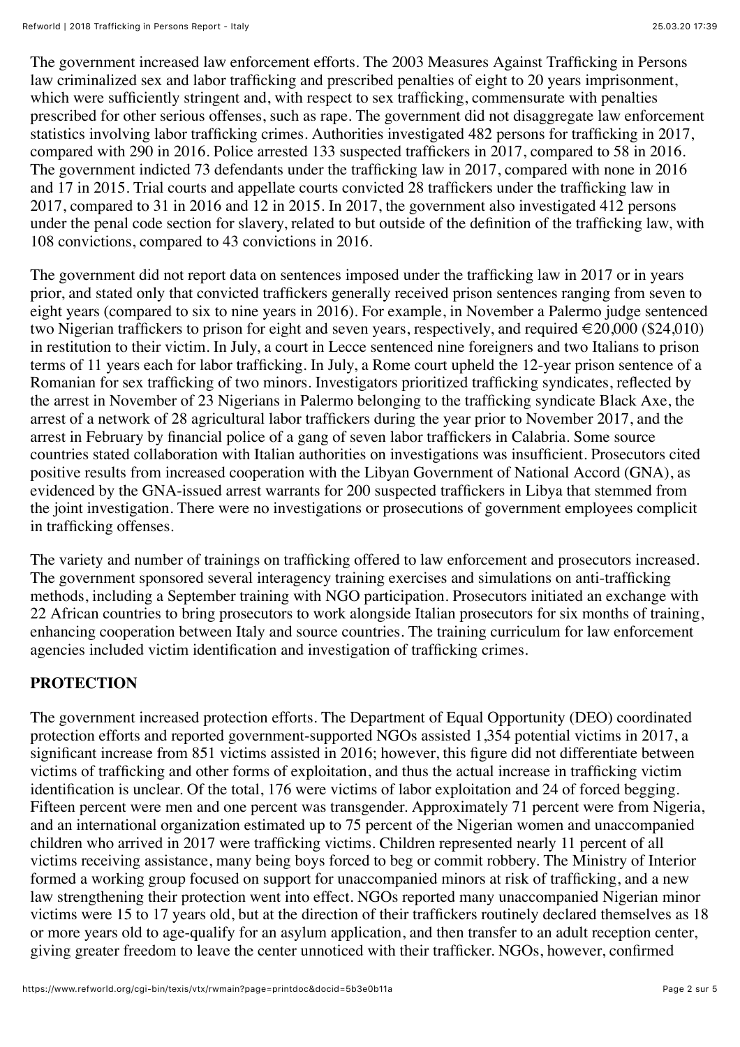The government increased law enforcement efforts. The 2003 Measures Against Trafficking in Persons law criminalized sex and labor trafficking and prescribed penalties of eight to 20 years imprisonment, which were sufficiently stringent and, with respect to sex trafficking, commensurate with penalties prescribed for other serious offenses, such as rape. The government did not disaggregate law enforcement statistics involving labor trafficking crimes. Authorities investigated 482 persons for trafficking in 2017, compared with 290 in 2016. Police arrested 133 suspected traffickers in 2017, compared to 58 in 2016. The government indicted 73 defendants under the trafficking law in 2017, compared with none in 2016 and 17 in 2015. Trial courts and appellate courts convicted 28 traffickers under the trafficking law in 2017, compared to 31 in 2016 and 12 in 2015. In 2017, the government also investigated 412 persons under the penal code section for slavery, related to but outside of the definition of the trafficking law, with 108 convictions, compared to 43 convictions in 2016.

The government did not report data on sentences imposed under the trafficking law in 2017 or in years prior, and stated only that convicted traffickers generally received prison sentences ranging from seven to eight years (compared to six to nine years in 2016). For example, in November a Palermo judge sentenced two Nigerian traffickers to prison for eight and seven years, respectively, and required €20,000 ($24,010) in restitution to their victim. In July, a court in Lecce sentenced nine foreigners and two Italians to prison terms of 11 years each for labor trafficking. In July, a Rome court upheld the 12-year prison sentence of a Romanian for sex trafficking of two minors. Investigators prioritized trafficking syndicates, reflected by the arrest in November of 23 Nigerians in Palermo belonging to the trafficking syndicate Black Axe, the arrest of a network of 28 agricultural labor traffickers during the year prior to November 2017, and the arrest in February by financial police of a gang of seven labor traffickers in Calabria. Some source countries stated collaboration with Italian authorities on investigations was insufficient. Prosecutors cited positive results from increased cooperation with the Libyan Government of National Accord (GNA), as evidenced by the GNA-issued arrest warrants for 200 suspected traffickers in Libya that stemmed from the joint investigation. There were no investigations or prosecutions of government employees complicit in trafficking offenses.

The variety and number of trainings on trafficking offered to law enforcement and prosecutors increased. The government sponsored several interagency training exercises and simulations on anti-trafficking methods, including a September training with NGO participation. Prosecutors initiated an exchange with 22 African countries to bring prosecutors to work alongside Italian prosecutors for six months of training, enhancing cooperation between Italy and source countries. The training curriculum for law enforcement agencies included victim identification and investigation of trafficking crimes.

## PROTECTION

The government increased protection efforts. The Department of Equal Opportunity (DEO) coordinated protection efforts and reported government-supported NGOs assisted 1,354 potential victims in 2017, a significant increase from 851 victims assisted in 2016; however, this figure did not differentiate between victims of trafficking and other forms of exploitation, and thus the actual increase in trafficking victim identification is unclear. Of the total, 176 were victims of labor exploitation and 24 of forced begging. Fifteen percent were men and one percent was transgender. Approximately 71 percent were from Nigeria, and an international organization estimated up to 75 percent of the Nigerian women and unaccompanied children who arrived in 2017 were trafficking victims. Children represented nearly 11 percent of all victims receiving assistance, many being boys forced to beg or commit robbery. The Ministry of Interior formed a working group focused on support for unaccompanied minors at risk of trafficking, and a new law strengthening their protection went into effect. NGOs reported many unaccompanied Nigerian minor victims were 15 to 17 years old, but at the direction of their traffickers routinely declared themselves as 18 or more years old to age-qualify for an asylum application, and then transfer to an adult reception center, giving greater freedom to leave the center unnoticed with their trafficker. NGOs, however, confirmed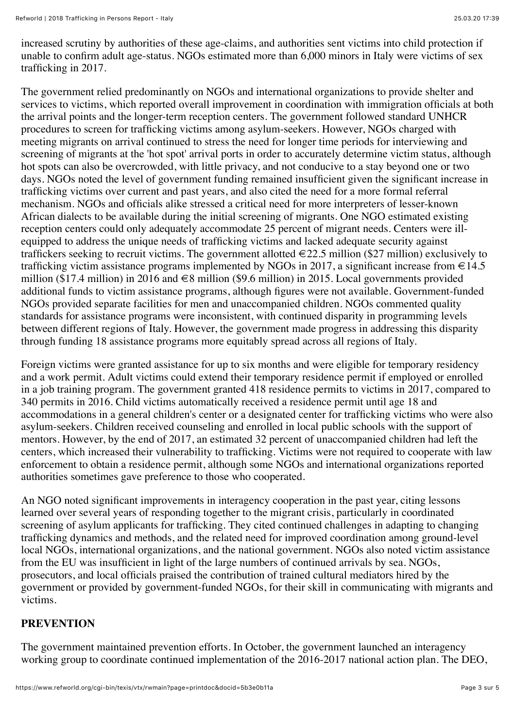increased scrutiny by authorities of these age-claims, and authorities sent victims into child protection if unable to confirm adult age-status. NGOs estimated more than 6,000 minors in Italy were victims of sex trafficking in 2017.

The government relied predominantly on NGOs and international organizations to provide shelter and services to victims, which reported overall improvement in coordination with immigration officials at both the arrival points and the longer-term reception centers. The government followed standard UNHCR procedures to screen for trafficking victims among asylum-seekers. However, NGOs charged with meeting migrants on arrival continued to stress the need for longer time periods for interviewing and screening of migrants at the 'hot spot' arrival ports in order to accurately determine victim status, although hot spots can also be overcrowded, with little privacy, and not conducive to a stay beyond one or two days. NGOs noted the level of government funding remained insufficient given the significant increase in trafficking victims over current and past years, and also cited the need for a more formal referral mechanism. NGOs and officials alike stressed a critical need for more interpreters of lesser-known African dialects to be available during the initial screening of migrants. One NGO estimated existing reception centers could only adequately accommodate 25 percent of migrant needs. Centers were ill-equipped to address the unique needs of trafficking victims and lacked adequate security against traffickers seeking to recruit victims. The government allotted €22.5 million ($27 million) exclusively to trafficking victim assistance programs implemented by NGOs in 2017, a significant increase from €14.5 million ($17.4 million) in 2016 and €8 million ($9.6 million) in 2015. Local governments provided additional funds to victim assistance programs, although figures were not available. Government-funded NGOs provided separate facilities for men and unaccompanied children. NGOs commented quality standards for assistance programs were inconsistent, with continued disparity in programming levels between different regions of Italy. However, the government made progress in addressing this disparity through funding 18 assistance programs more equitably spread across all regions of Italy.

Foreign victims were granted assistance for up to six months and were eligible for temporary residency and a work permit. Adult victims could extend their temporary residence permit if employed or enrolled in a job training program. The government granted 418 residence permits to victims in 2017, compared to 340 permits in 2016. Child victims automatically received a residence permit until age 18 and accommodations in a general children's center or a designated center for trafficking victims who were also asylum-seekers. Children received counseling and enrolled in local public schools with the support of mentors. However, by the end of 2017, an estimated 32 percent of unaccompanied children had left the centers, which increased their vulnerability to trafficking. Victims were not required to cooperate with law enforcement to obtain a residence permit, although some NGOs and international organizations reported authorities sometimes gave preference to those who cooperated.

An NGO noted significant improvements in interagency cooperation in the past year, citing lessons learned over several years of responding together to the migrant crisis, particularly in coordinated screening of asylum applicants for trafficking. They cited continued challenges in adapting to changing trafficking dynamics and methods, and the related need for improved coordination among ground-level local NGOs, international organizations, and the national government. NGOs also noted victim assistance from the EU was insufficient in light of the large numbers of continued arrivals by sea. NGOs, prosecutors, and local officials praised the contribution of trained cultural mediators hired by the government or provided by government-funded NGOs, for their skill in communicating with migrants and victims.

**PREVENTION**

The government maintained prevention efforts. In October, the government launched an interagency working group to coordinate continued implementation of the 2016-2017 national action plan. The DEO,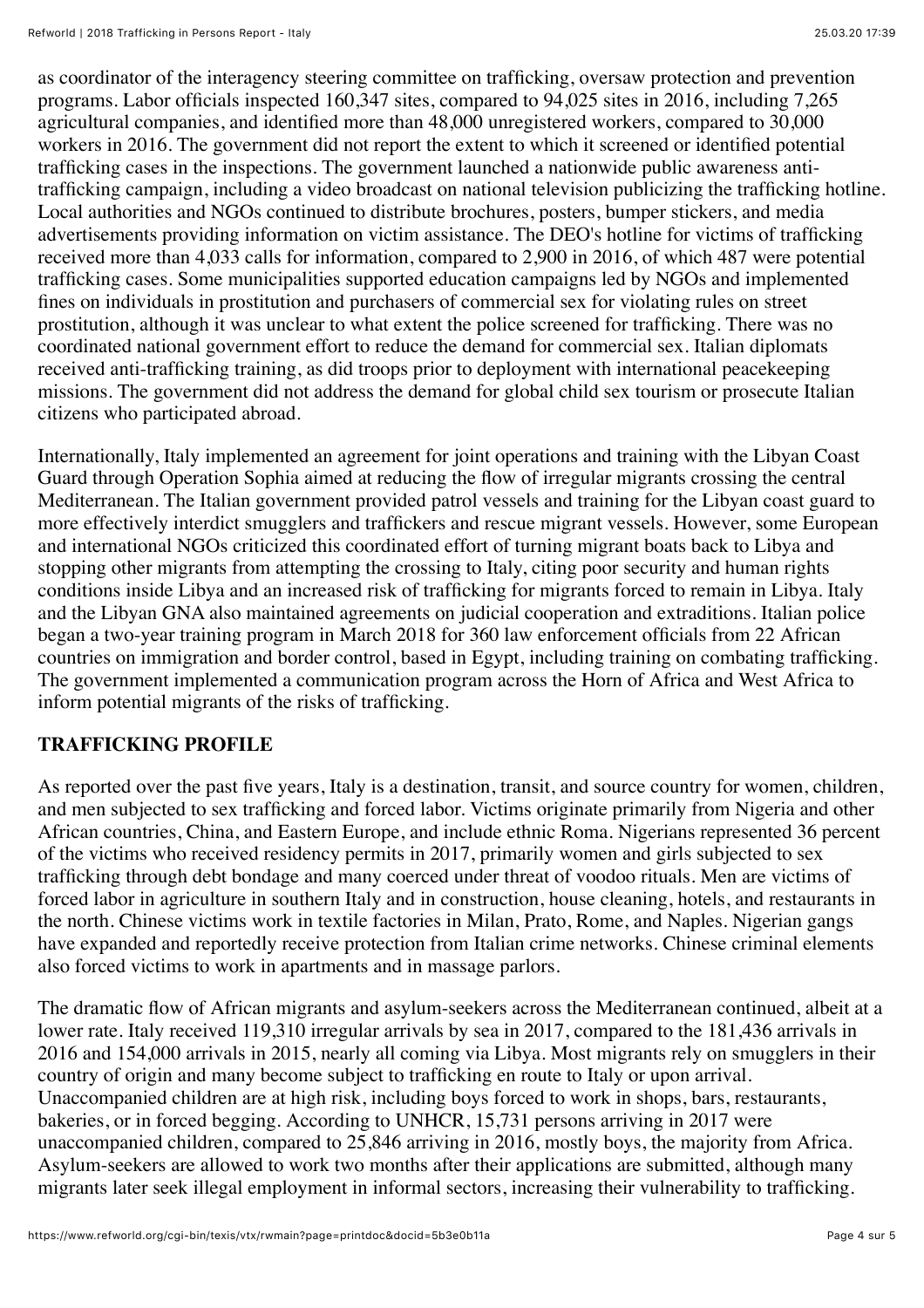as coordinator of the interagency steering committee on trafficking, oversaw protection and prevention programs. Labor officials inspected 160,347 sites, compared to 94,025 sites in 2016, including 7,265 agricultural companies, and identified more than 48,000 unregistered workers, compared to 30,000 workers in 2016. The government did not report the extent to which it screened or identified potential trafficking cases in the inspections. The government launched a nationwide public awareness anti-trafficking campaign, including a video broadcast on national television publicizing the trafficking hotline. Local authorities and NGOs continued to distribute brochures, posters, bumper stickers, and media advertisements providing information on victim assistance. The DEO's hotline for victims of trafficking received more than 4,033 calls for information, compared to 2,900 in 2016, of which 487 were potential trafficking cases. Some municipalities supported education campaigns led by NGOs and implemented fines on individuals in prostitution and purchasers of commercial sex for violating rules on street prostitution, although it was unclear to what extent the police screened for trafficking. There was no coordinated national government effort to reduce the demand for commercial sex. Italian diplomats received anti-trafficking training, as did troops prior to deployment with international peacekeeping missions. The government did not address the demand for global child sex tourism or prosecute Italian citizens who participated abroad.

Internationally, Italy implemented an agreement for joint operations and training with the Libyan Coast Guard through Operation Sophia aimed at reducing the flow of irregular migrants crossing the central Mediterranean. The Italian government provided patrol vessels and training for the Libyan coast guard to more effectively interdict smugglers and traffickers and rescue migrant vessels. However, some European and international NGOs criticized this coordinated effort of turning migrant boats back to Libya and stopping other migrants from attempting the crossing to Italy, citing poor security and human rights conditions inside Libya and an increased risk of trafficking for migrants forced to remain in Libya. Italy and the Libyan GNA also maintained agreements on judicial cooperation and extraditions. Italian police began a two-year training program in March 2018 for 360 law enforcement officials from 22 African countries on immigration and border control, based in Egypt, including training on combating trafficking. The government implemented a communication program across the Horn of Africa and West Africa to inform potential migrants of the risks of trafficking.

## TRAFFICKING PROFILE

As reported over the past five years, Italy is a destination, transit, and source country for women, children, and men subjected to sex trafficking and forced labor. Victims originate primarily from Nigeria and other African countries, China, and Eastern Europe, and include ethnic Roma. Nigerians represented 36 percent of the victims who received residency permits in 2017, primarily women and girls subjected to sex trafficking through debt bondage and many coerced under threat of voodoo rituals. Men are victims of forced labor in agriculture in southern Italy and in construction, house cleaning, hotels, and restaurants in the north. Chinese victims work in textile factories in Milan, Prato, Rome, and Naples. Nigerian gangs have expanded and reportedly receive protection from Italian crime networks. Chinese criminal elements also forced victims to work in apartments and in massage parlors.

The dramatic flow of African migrants and asylum-seekers across the Mediterranean continued, albeit at a lower rate. Italy received 119,310 irregular arrivals by sea in 2017, compared to the 181,436 arrivals in 2016 and 154,000 arrivals in 2015, nearly all coming via Libya. Most migrants rely on smugglers in their country of origin and many become subject to trafficking en route to Italy or upon arrival. Unaccompanied children are at high risk, including boys forced to work in shops, bars, restaurants, bakeries, or in forced begging. According to UNHCR, 15,731 persons arriving in 2017 were unaccompanied children, compared to 25,846 arriving in 2016, mostly boys, the majority from Africa. Asylum-seekers are allowed to work two months after their applications are submitted, although many migrants later seek illegal employment in informal sectors, increasing their vulnerability to trafficking.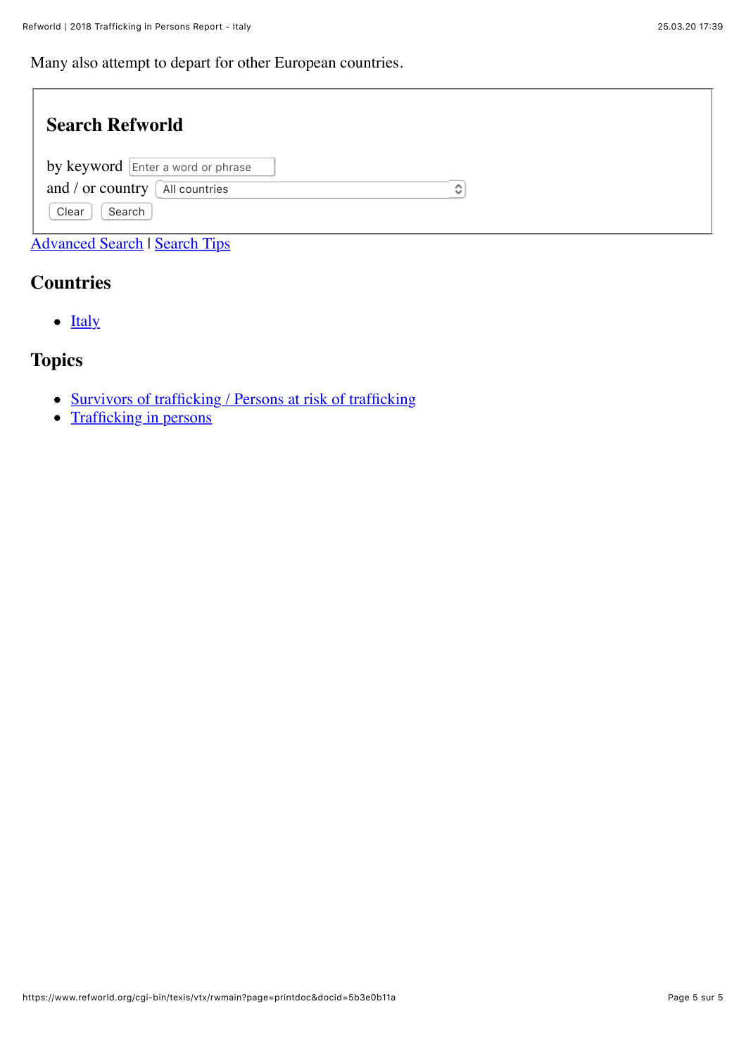Many also attempt to depart for other European countries.

## Search Refworld

by keyword Enter a word or phrase
and / or country All countries

Clear Search

Advanced Search | Search Tips

## Countries

- Italy

## Topics

- Survivors of trafficking / Persons at risk of trafficking
- Trafficking in persons